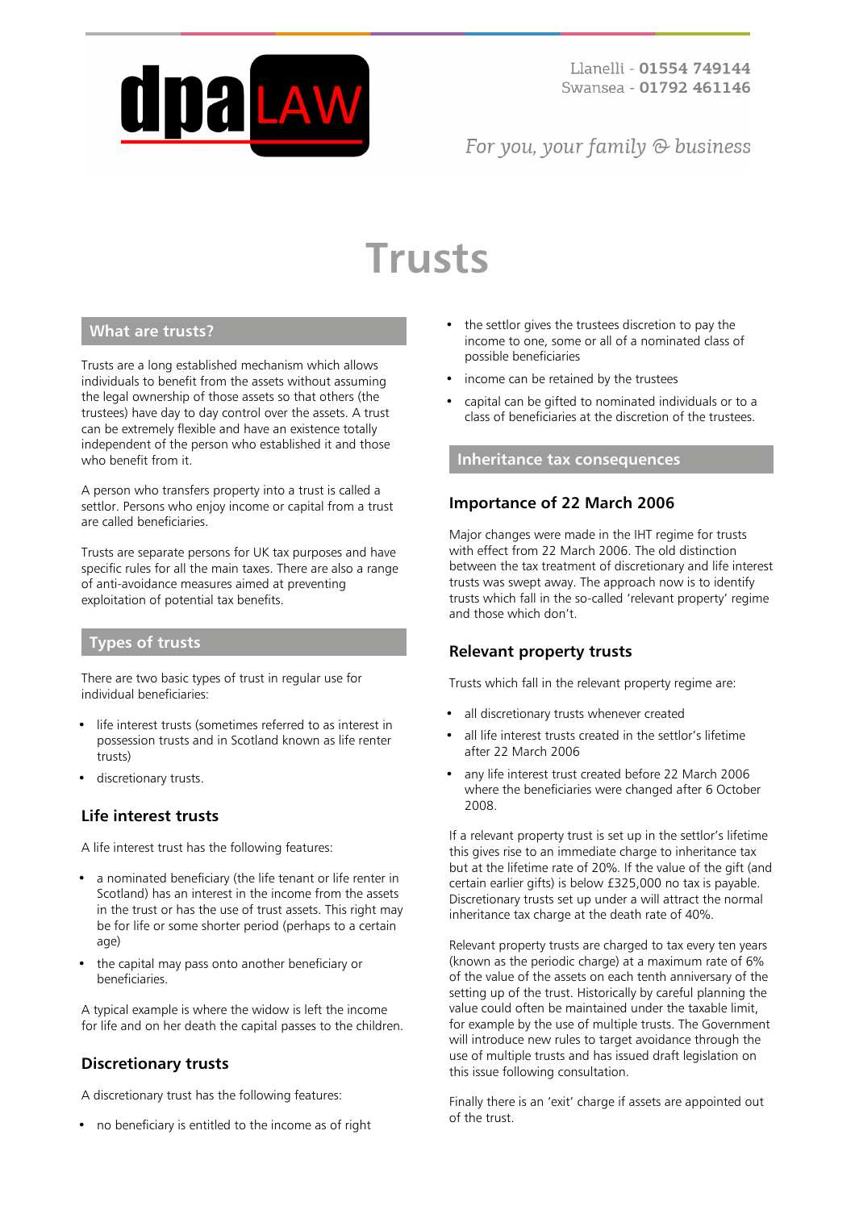# Trusts

## What are trusts?

Trusts are a long established mechanism which allows individuals to benefit from the assets without assuming the legal ownership of those assets so that others (the trustees) have day to day control over the assets. A trust can be extremely flexible and have an existence totally independent of the person who established it and those who benefit from it.

A person who transfers property into a trust is called a settlor. Persons who enjoy income or capital from a trust are called beneficiaries.

Trusts are separate persons for UK tax purposes and have specific rules for all the main taxes. There are also a range of anti-avoidance measures aimed at preventing exploitation of potential tax benefits.

## Types of trusts

There are two basic types of trust in regular use for individual beneficiaries:

- life interest trusts (sometimes referred to as interest in possession trusts and in Scotland known as life renter trusts)
- discretionary trusts.

### Life interest trusts

A life interest trust has the following features:

- a nominated beneficiary (the life tenant or life renter in Scotland) has an interest in the income from the assets in the trust or has the use of trust assets. This right may be for life or some shorter period (perhaps to a certain age)
- the capital may pass onto another beneficiary or beneficiaries.

A typical example is where the widow is left the income for life and on her death the capital passes to the children.

### Discretionary trusts

A discretionary trust has the following features:

- no beneficiary is entitled to the income as of right
- the settlor gives the trustees discretion to pay the income to one, some or all of a nominated class of possible beneficiaries
- income can be retained by the trustees
- capital can be gifted to nominated individuals or to a class of beneficiaries at the discretion of the trustees.

## Inheritance tax consequences

### Importance of 22 March 2006

Major changes were made in the IHT regime for trusts with effect from 22 March 2006. The old distinction between the tax treatment of discretionary and life interest trusts was swept away. The approach now is to identify trusts which fall in the so-called 'relevant property' regime and those which don't.

### Relevant property trusts

Trusts which fall in the relevant property regime are:

- all discretionary trusts whenever created
- all life interest trusts created in the settlor's lifetime after 22 March 2006
- any life interest trust created before 22 March 2006 where the beneficiaries were changed after 6 October 2008.

If a relevant property trust is set up in the settlor's lifetime this gives rise to an immediate charge to inheritance tax but at the lifetime rate of 20%. If the value of the gift (and certain earlier gifts) is below £325,000 no tax is payable. Discretionary trusts set up under a will attract the normal inheritance tax charge at the death rate of 40%.

Relevant property trusts are charged to tax every ten years (known as the periodic charge) at a maximum rate of 6% of the value of the assets on each tenth anniversary of the setting up of the trust. Historically by careful planning the value could often be maintained under the taxable limit, for example by the use of multiple trusts. The Government will introduce new rules to target avoidance through the use of multiple trusts and has issued draft legislation on this issue following consultation.

Finally there is an 'exit' charge if assets are appointed out of the trust.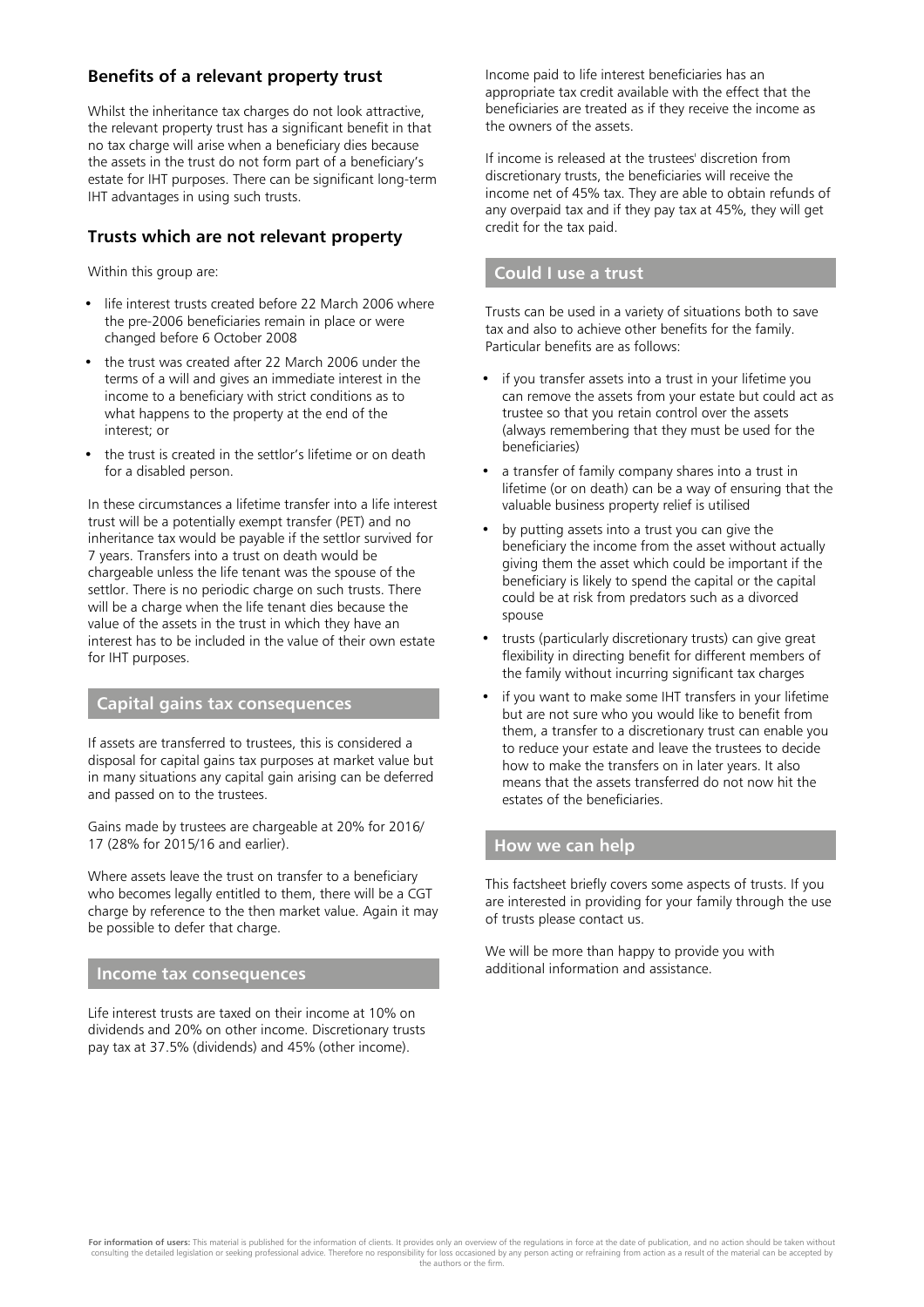## Benefits of a relevant property trust

Whilst the inheritance tax charges do not look attractive, the relevant property trust has a significant benefit in that no tax charge will arise when a beneficiary dies because the assets in the trust do not form part of a beneficiary's estate for IHT purposes. There can be significant long-term IHT advantages in using such trusts.

## Trusts which are not relevant property

Within this group are:

- life interest trusts created before 22 March 2006 where the pre-2006 beneficiaries remain in place or were changed before 6 October 2008
- the trust was created after 22 March 2006 under the terms of a will and gives an immediate interest in the income to a beneficiary with strict conditions as to what happens to the property at the end of the interest; or
- the trust is created in the settlor's lifetime or on death for a disabled person.

In these circumstances a lifetime transfer into a life interest trust will be a potentially exempt transfer (PET) and no inheritance tax would be payable if the settlor survived for 7 years. Transfers into a trust on death would be chargeable unless the life tenant was the spouse of the settlor. There is no periodic charge on such trusts. There will be a charge when the life tenant dies because the value of the assets in the trust in which they have an interest has to be included in the value of their own estate for IHT purposes.

## Capital gains tax consequences

If assets are transferred to trustees, this is considered a disposal for capital gains tax purposes at market value but in many situations any capital gain arising can be deferred and passed on to the trustees.

Gains made by trustees are chargeable at 20% for 2016/17 (28% for 2015/16 and earlier).

Where assets leave the trust on transfer to a beneficiary who becomes legally entitled to them, there will be a CGT charge by reference to the then market value. Again it may be possible to defer that charge.

## Income tax consequences

Life interest trusts are taxed on their income at 10% on dividends and 20% on other income. Discretionary trusts pay tax at 37.5% (dividends) and 45% (other income).

Income paid to life interest beneficiaries has an appropriate tax credit available with the effect that the beneficiaries are treated as if they receive the income as the owners of the assets.

If income is released at the trustees' discretion from discretionary trusts, the beneficiaries will receive the income net of 45% tax. They are able to obtain refunds of any overpaid tax and if they pay tax at 45%, they will get credit for the tax paid.

## Could I use a trust

Trusts can be used in a variety of situations both to save tax and also to achieve other benefits for the family. Particular benefits are as follows:

- if you transfer assets into a trust in your lifetime you can remove the assets from your estate but could act as trustee so that you retain control over the assets (always remembering that they must be used for the beneficiaries)
- a transfer of family company shares into a trust in lifetime (or on death) can be a way of ensuring that the valuable business property relief is utilised
- by putting assets into a trust you can give the beneficiary the income from the asset without actually giving them the asset which could be important if the beneficiary is likely to spend the capital or the capital could be at risk from predators such as a divorced spouse
- trusts (particularly discretionary trusts) can give great flexibility in directing benefit for different members of the family without incurring significant tax charges
- if you want to make some IHT transfers in your lifetime but are not sure who you would like to benefit from them, a transfer to a discretionary trust can enable you to reduce your estate and leave the trustees to decide how to make the transfers on in later years. It also means that the assets transferred do not now hit the estates of the beneficiaries.

## How we can help

This factsheet briefly covers some aspects of trusts. If you are interested in providing for your family through the use of trusts please contact us.

We will be more than happy to provide you with additional information and assistance.

**For information of users:** This material is published for the information of clients. It provides only an overview of the regulations in force at the date of publication, and no action should be taken without consulting the detailed legislation or seeking professional advice. Therefore no responsibility for loss occasioned by any person acting or refraining from action as a result of the material can be accepted by the authors or the firm.